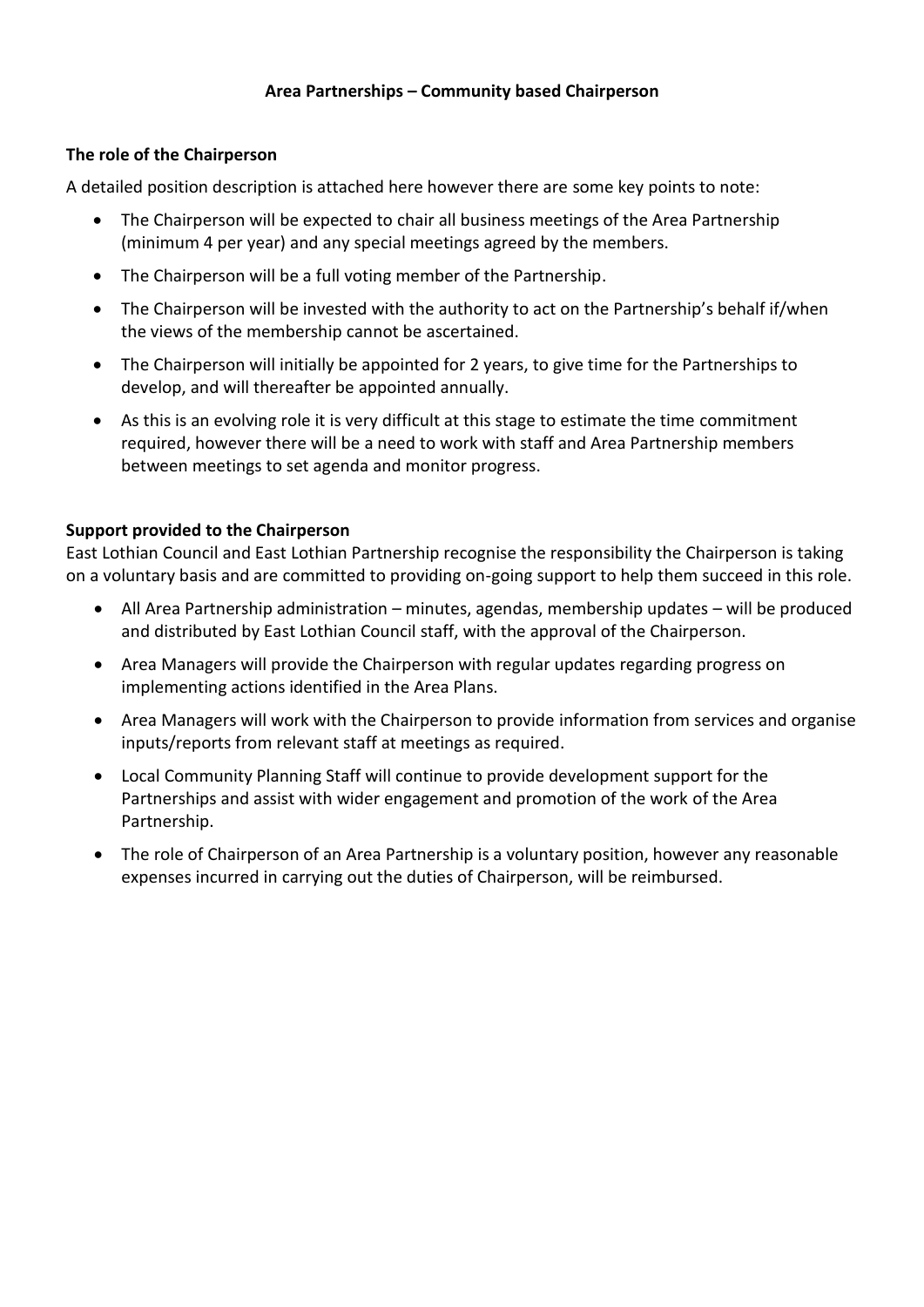# Area Partnerships – Community based Chairperson

## The role of the Chairperson

A detailed position description is attached here however there are some key points to note:

- The Chairperson will be expected to chair all business meetings of the Area Partnership (minimum 4 per year) and any special meetings agreed by the members.
- The Chairperson will be a full voting member of the Partnership.
- The Chairperson will be invested with the authority to act on the Partnership's behalf if/when the views of the membership cannot be ascertained.
- The Chairperson will initially be appointed for 2 years, to give time for the Partnerships to develop, and will thereafter be appointed annually.
- As this is an evolving role it is very difficult at this stage to estimate the time commitment required, however there will be a need to work with staff and Area Partnership members between meetings to set agenda and monitor progress.

## Support provided to the Chairperson

East Lothian Council and East Lothian Partnership recognise the responsibility the Chairperson is taking on a voluntary basis and are committed to providing on-going support to help them succeed in this role.

- All Area Partnership administration – minutes, agendas, membership updates – will be produced and distributed by East Lothian Council staff, with the approval of the Chairperson.
- Area Managers will provide the Chairperson with regular updates regarding progress on implementing actions identified in the Area Plans.
- Area Managers will work with the Chairperson to provide information from services and organise inputs/reports from relevant staff at meetings as required.
- Local Community Planning Staff will continue to provide development support for the Partnerships and assist with wider engagement and promotion of the work of the Area Partnership.
- The role of Chairperson of an Area Partnership is a voluntary position, however any reasonable expenses incurred in carrying out the duties of Chairperson, will be reimbursed.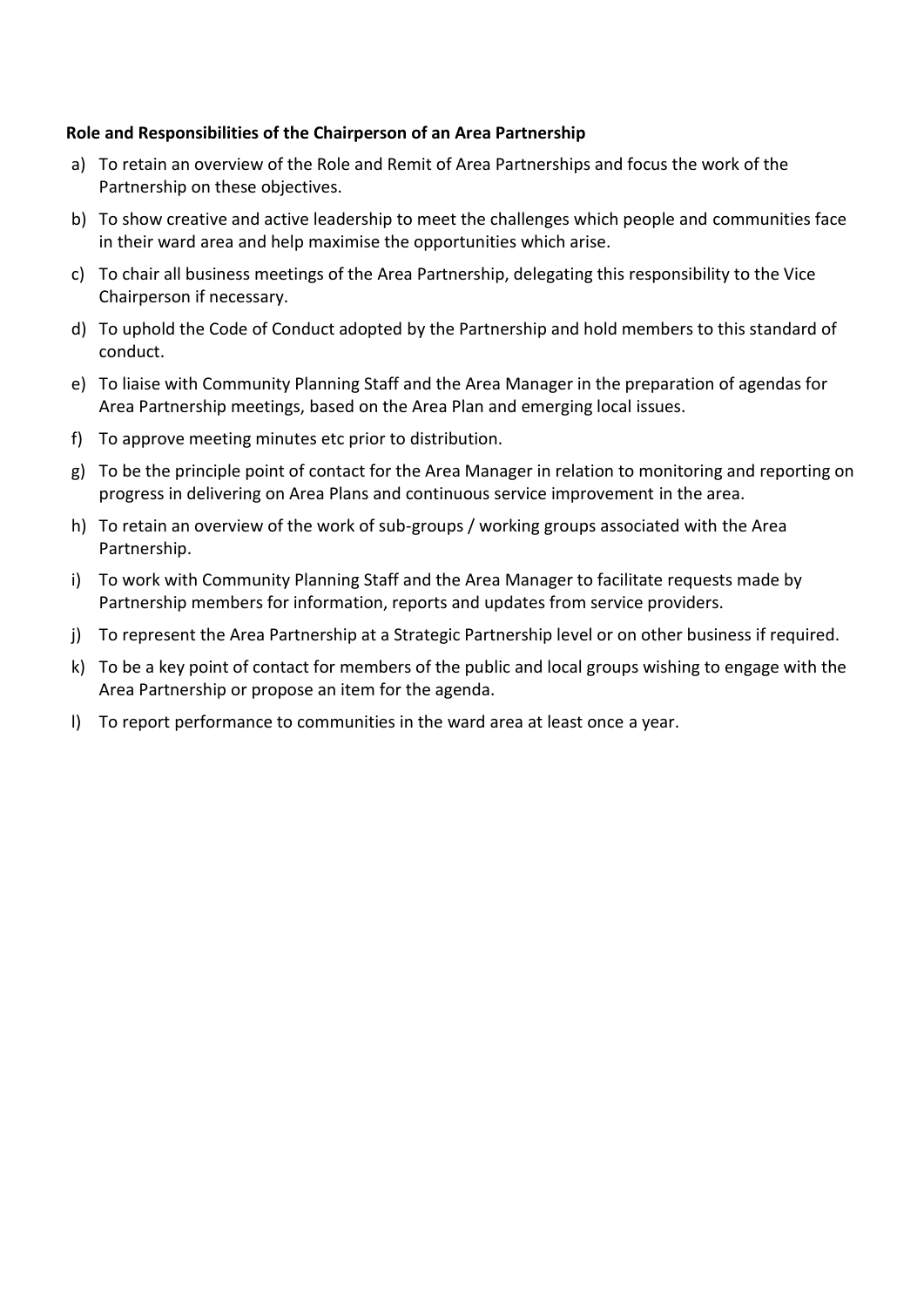**Role and Responsibilities of the Chairperson of an Area Partnership**

a) To retain an overview of the Role and Remit of Area Partnerships and focus the work of the Partnership on these objectives.

b) To show creative and active leadership to meet the challenges which people and communities face in their ward area and help maximise the opportunities which arise.

c) To chair all business meetings of the Area Partnership, delegating this responsibility to the Vice Chairperson if necessary.

d) To uphold the Code of Conduct adopted by the Partnership and hold members to this standard of conduct.

e) To liaise with Community Planning Staff and the Area Manager in the preparation of agendas for Area Partnership meetings, based on the Area Plan and emerging local issues.

f) To approve meeting minutes etc prior to distribution.

g) To be the principle point of contact for the Area Manager in relation to monitoring and reporting on progress in delivering on Area Plans and continuous service improvement in the area.

h) To retain an overview of the work of sub-groups / working groups associated with the Area Partnership.

i) To work with Community Planning Staff and the Area Manager to facilitate requests made by Partnership members for information, reports and updates from service providers.

j) To represent the Area Partnership at a Strategic Partnership level or on other business if required.

k) To be a key point of contact for members of the public and local groups wishing to engage with the Area Partnership or propose an item for the agenda.

l) To report performance to communities in the ward area at least once a year.